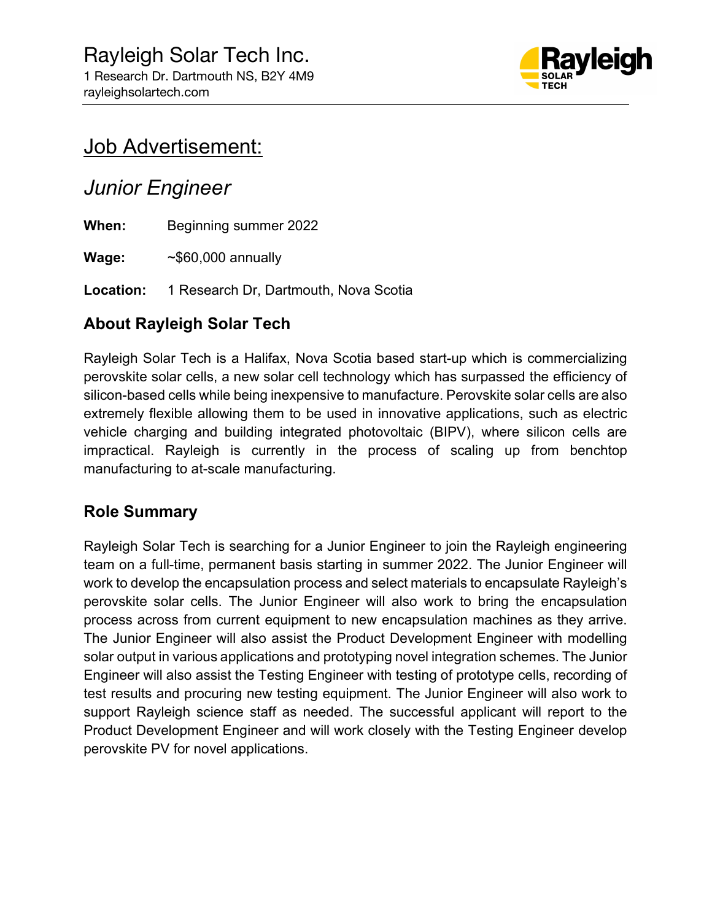Rayleigh Solar Tech Inc.
1 Research Dr. Dartmouth NS, B2Y 4M9
rayleighsolartech.com

# Job Advertisement:

## *Junior Engineer*

**When:** Beginning summer 2022

**Wage:** ~$60,000 annually

**Location:** 1 Research Dr, Dartmouth, Nova Scotia

### About Rayleigh Solar Tech

Rayleigh Solar Tech is a Halifax, Nova Scotia based start-up which is commercializing perovskite solar cells, a new solar cell technology which has surpassed the efficiency of silicon-based cells while being inexpensive to manufacture. Perovskite solar cells are also extremely flexible allowing them to be used in innovative applications, such as electric vehicle charging and building integrated photovoltaic (BIPV), where silicon cells are impractical. Rayleigh is currently in the process of scaling up from benchtop manufacturing to at-scale manufacturing.

### Role Summary

Rayleigh Solar Tech is searching for a Junior Engineer to join the Rayleigh engineering team on a full-time, permanent basis starting in summer 2022. The Junior Engineer will work to develop the encapsulation process and select materials to encapsulate Rayleigh's perovskite solar cells. The Junior Engineer will also work to bring the encapsulation process across from current equipment to new encapsulation machines as they arrive. The Junior Engineer will also assist the Product Development Engineer with modelling solar output in various applications and prototyping novel integration schemes. The Junior Engineer will also assist the Testing Engineer with testing of prototype cells, recording of test results and procuring new testing equipment. The Junior Engineer will also work to support Rayleigh science staff as needed. The successful applicant will report to the Product Development Engineer and will work closely with the Testing Engineer develop perovskite PV for novel applications.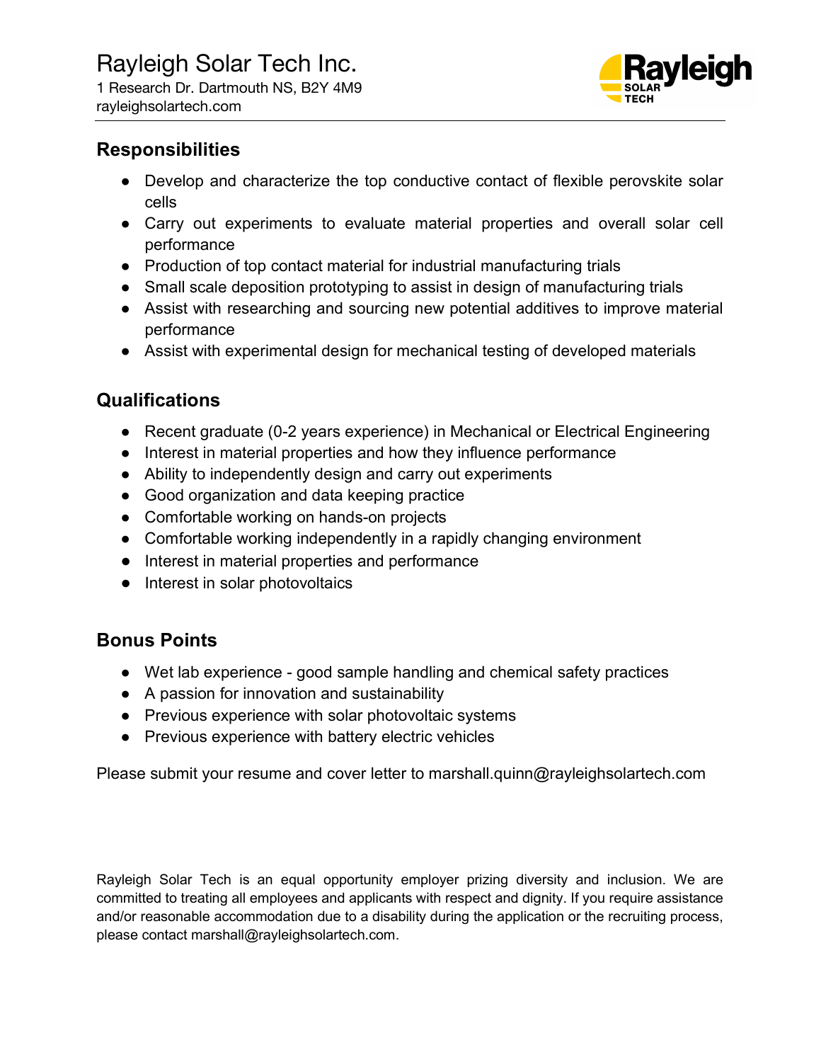Rayleigh Solar Tech Inc.
1 Research Dr. Dartmouth NS, B2Y 4M9
rayleighsolartech.com

## Responsibilities

- Develop and characterize the top conductive contact of flexible perovskite solar cells
- Carry out experiments to evaluate material properties and overall solar cell performance
- Production of top contact material for industrial manufacturing trials
- Small scale deposition prototyping to assist in design of manufacturing trials
- Assist with researching and sourcing new potential additives to improve material performance
- Assist with experimental design for mechanical testing of developed materials

## Qualifications

- Recent graduate (0-2 years experience) in Mechanical or Electrical Engineering
- Interest in material properties and how they influence performance
- Ability to independently design and carry out experiments
- Good organization and data keeping practice
- Comfortable working on hands-on projects
- Comfortable working independently in a rapidly changing environment
- Interest in material properties and performance
- Interest in solar photovoltaics

## Bonus Points

- Wet lab experience - good sample handling and chemical safety practices
- A passion for innovation and sustainability
- Previous experience with solar photovoltaic systems
- Previous experience with battery electric vehicles

Please submit your resume and cover letter to marshall.quinn@rayleighsolartech.com

Rayleigh Solar Tech is an equal opportunity employer prizing diversity and inclusion. We are committed to treating all employees and applicants with respect and dignity. If you require assistance and/or reasonable accommodation due to a disability during the application or the recruiting process, please contact marshall@rayleighsolartech.com.